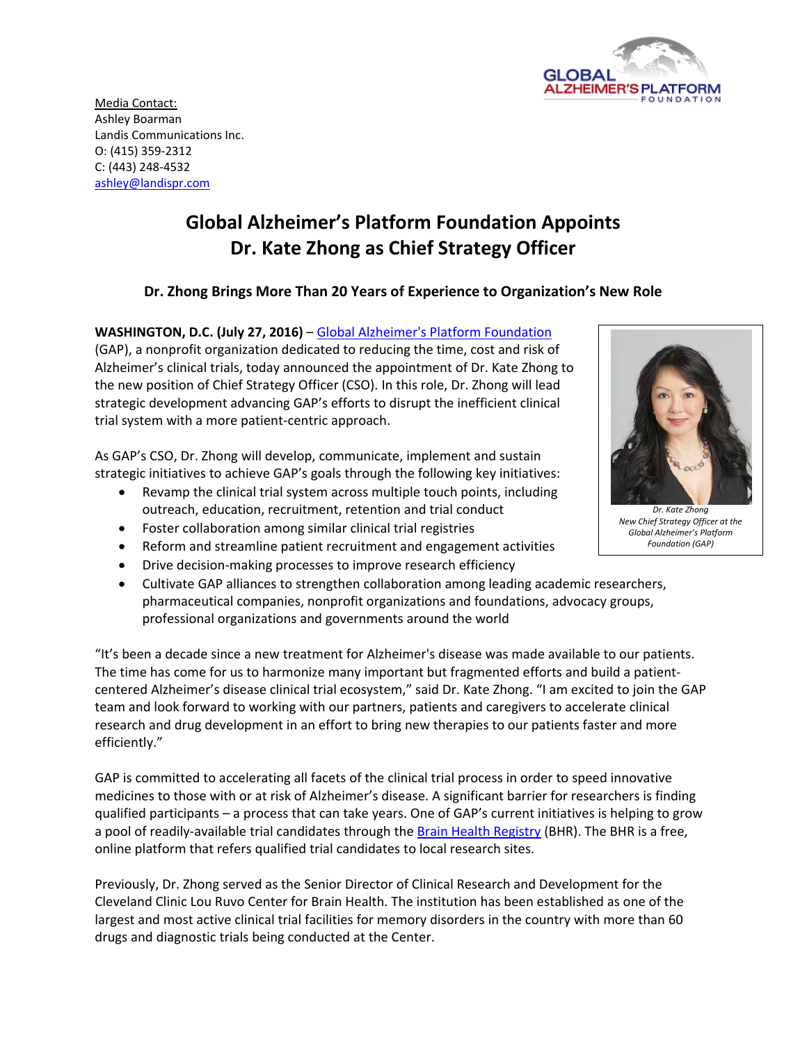GLOBAL ALZHEIMER'S PLATFORM FOUNDATION

Media Contact:
Ashley Boarman
Landis Communications Inc.
O: (415) 359-2312
C: (443) 248-4532
ashley@landispr.com

# Global Alzheimer's Platform Foundation Appoints Dr. Kate Zhong as Chief Strategy Officer

### Dr. Zhong Brings More Than 20 Years of Experience to Organization's New Role

**WASHINGTON, D.C. (July 27, 2016)** – Global Alzheimer's Platform Foundation (GAP), a nonprofit organization dedicated to reducing the time, cost and risk of Alzheimer's clinical trials, today announced the appointment of Dr. Kate Zhong to the new position of Chief Strategy Officer (CSO). In this role, Dr. Zhong will lead strategic development advancing GAP's efforts to disrupt the inefficient clinical trial system with a more patient-centric approach.

*Dr. Kate Zhong*
*New Chief Strategy Officer at the Global Alzheimer's Platform Foundation (GAP)*

As GAP's CSO, Dr. Zhong will develop, communicate, implement and sustain strategic initiatives to achieve GAP's goals through the following key initiatives:

- Revamp the clinical trial system across multiple touch points, including outreach, education, recruitment, retention and trial conduct
- Foster collaboration among similar clinical trial registries
- Reform and streamline patient recruitment and engagement activities
- Drive decision-making processes to improve research efficiency
- Cultivate GAP alliances to strengthen collaboration among leading academic researchers, pharmaceutical companies, nonprofit organizations and foundations, advocacy groups, professional organizations and governments around the world

"It's been a decade since a new treatment for Alzheimer's disease was made available to our patients. The time has come for us to harmonize many important but fragmented efforts and build a patient-centered Alzheimer's disease clinical trial ecosystem," said Dr. Kate Zhong. "I am excited to join the GAP team and look forward to working with our partners, patients and caregivers to accelerate clinical research and drug development in an effort to bring new therapies to our patients faster and more efficiently."

GAP is committed to accelerating all facets of the clinical trial process in order to speed innovative medicines to those with or at risk of Alzheimer's disease. A significant barrier for researchers is finding qualified participants – a process that can take years. One of GAP's current initiatives is helping to grow a pool of readily-available trial candidates through the Brain Health Registry (BHR). The BHR is a free, online platform that refers qualified trial candidates to local research sites.

Previously, Dr. Zhong served as the Senior Director of Clinical Research and Development for the Cleveland Clinic Lou Ruvo Center for Brain Health. The institution has been established as one of the largest and most active clinical trial facilities for memory disorders in the country with more than 60 drugs and diagnostic trials being conducted at the Center.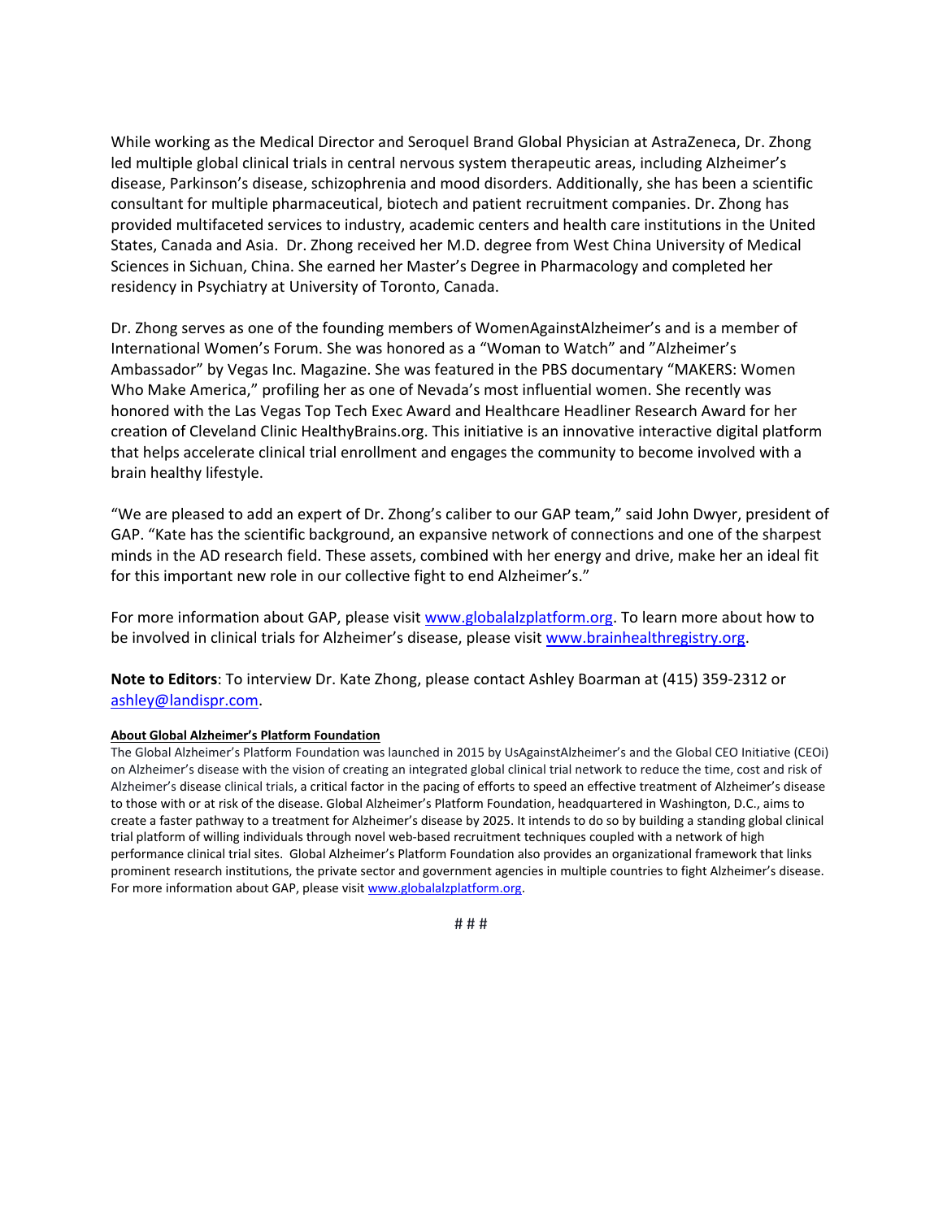While working as the Medical Director and Seroquel Brand Global Physician at AstraZeneca, Dr. Zhong led multiple global clinical trials in central nervous system therapeutic areas, including Alzheimer's disease, Parkinson's disease, schizophrenia and mood disorders. Additionally, she has been a scientific consultant for multiple pharmaceutical, biotech and patient recruitment companies. Dr. Zhong has provided multifaceted services to industry, academic centers and health care institutions in the United States, Canada and Asia. Dr. Zhong received her M.D. degree from West China University of Medical Sciences in Sichuan, China. She earned her Master's Degree in Pharmacology and completed her residency in Psychiatry at University of Toronto, Canada.

Dr. Zhong serves as one of the founding members of WomenAgainstAlzheimer's and is a member of International Women's Forum. She was honored as a "Woman to Watch" and "Alzheimer's Ambassador" by Vegas Inc. Magazine. She was featured in the PBS documentary "MAKERS: Women Who Make America," profiling her as one of Nevada's most influential women. She recently was honored with the Las Vegas Top Tech Exec Award and Healthcare Headliner Research Award for her creation of Cleveland Clinic HealthyBrains.org. This initiative is an innovative interactive digital platform that helps accelerate clinical trial enrollment and engages the community to become involved with a brain healthy lifestyle.

"We are pleased to add an expert of Dr. Zhong's caliber to our GAP team," said John Dwyer, president of GAP. "Kate has the scientific background, an expansive network of connections and one of the sharpest minds in the AD research field. These assets, combined with her energy and drive, make her an ideal fit for this important new role in our collective fight to end Alzheimer's."

For more information about GAP, please visit www.globalalzplatform.org. To learn more about how to be involved in clinical trials for Alzheimer's disease, please visit www.brainhealthregistry.org.

**Note to Editors**: To interview Dr. Kate Zhong, please contact Ashley Boarman at (415) 359-2312 or ashley@landispr.com.

**About Global Alzheimer's Platform Foundation**

The Global Alzheimer's Platform Foundation was launched in 2015 by UsAgainstAlzheimer's and the Global CEO Initiative (CEOi) on Alzheimer's disease with the vision of creating an integrated global clinical trial network to reduce the time, cost and risk of Alzheimer's disease clinical trials, a critical factor in the pacing of efforts to speed an effective treatment of Alzheimer's disease to those with or at risk of the disease. Global Alzheimer's Platform Foundation, headquartered in Washington, D.C., aims to create a faster pathway to a treatment for Alzheimer's disease by 2025. It intends to do so by building a standing global clinical trial platform of willing individuals through novel web-based recruitment techniques coupled with a network of high performance clinical trial sites. Global Alzheimer's Platform Foundation also provides an organizational framework that links prominent research institutions, the private sector and government agencies in multiple countries to fight Alzheimer's disease. For more information about GAP, please visit www.globalalzplatform.org.

# # #